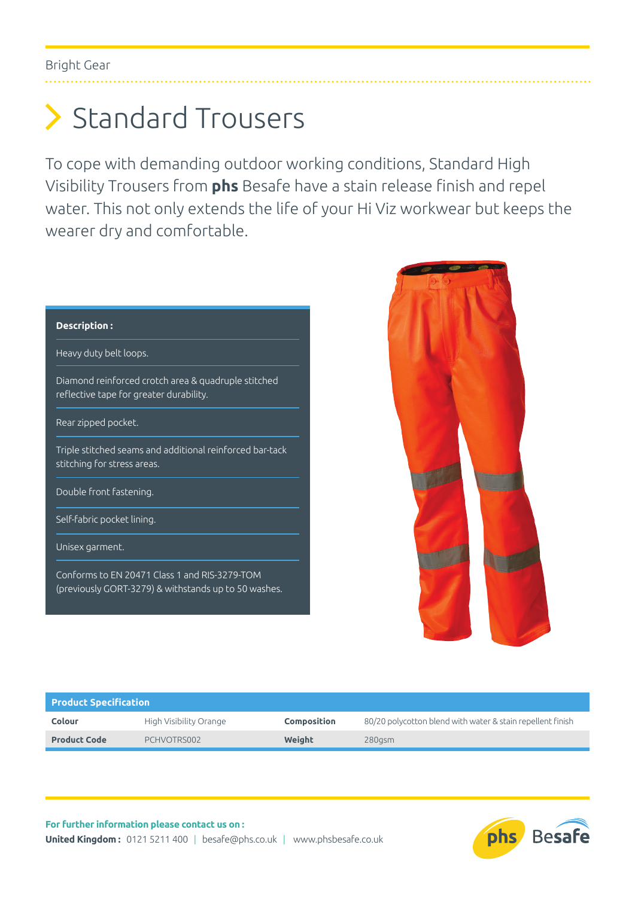Bright Gear

# Standard Trousers

To cope with demanding outdoor working conditions, Standard High Visibility Trousers from **phs** Besafe have a stain release finish and repel water. This not only extends the life of your Hi Viz workwear but keeps the wearer dry and comfortable.

**Description :**

- Heavy duty belt loops.
- Diamond reinforced crotch area & quadruple stitched reflective tape for greater durability.
- Rear zipped pocket.
- Triple stitched seams and additional reinforced bar-tack stitching for stress areas.
- Double front fastening.
- Self-fabric pocket lining.
- Unisex garment.
- Conforms to EN 20471 Class 1 and RIS-3279-TOM (previously GORT-3279) & withstands up to 50 washes.

## Product Specification

| | | | |
|---|---|---|---|
| **Colour** | High Visibility Orange | **Composition** | 80/20 polycotton blend with water & stain repellent finish |
| **Product Code** | PCHVOTRS002 | **Weight** | 280gsm |

**For further information please contact us on :**
**United Kingdom :** 0121 5211 400 | besafe@phs.co.uk | www.phsbesafe.co.uk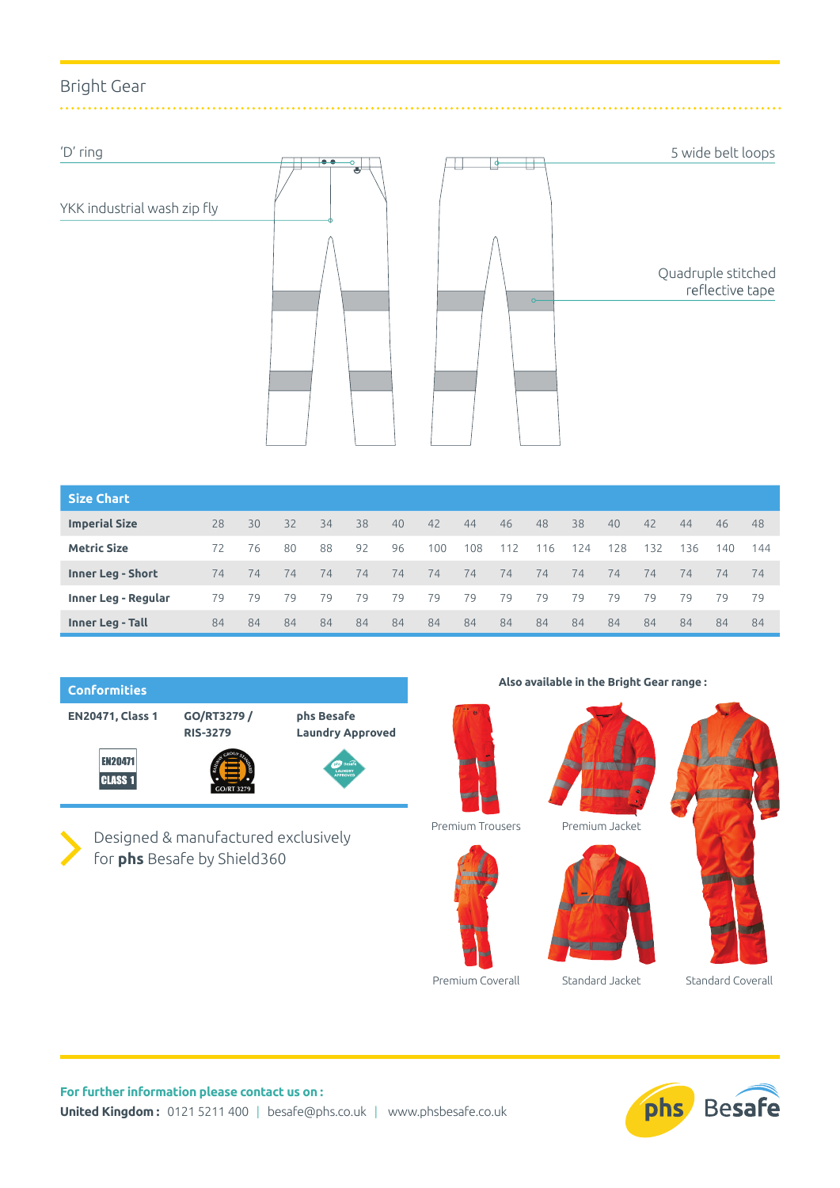## Bright Gear

'D' ring

YKK industrial wash zip fly

5 wide belt loops

Quadruple stitched reflective tape

**Size Chart**

| | | | | | | | | | | | | | | | | |
|---|---|---|---|---|---|---|---|---|---|---|---|---|---|---|---|---|
| **Imperial Size** | 28 | 30 | 32 | 34 | 38 | 40 | 42 | 44 | 46 | 48 | 38 | 40 | 42 | 44 | 46 | 48 |
| **Metric Size** | 72 | 76 | 80 | 88 | 92 | 96 | 100 | 108 | 112 | 116 | 124 | 128 | 132 | 136 | 140 | 144 |
| **Inner Leg - Short** | 74 | 74 | 74 | 74 | 74 | 74 | 74 | 74 | 74 | 74 | 74 | 74 | 74 | 74 | 74 | 74 |
| **Inner Leg - Regular** | 79 | 79 | 79 | 79 | 79 | 79 | 79 | 79 | 79 | 79 | 79 | 79 | 79 | 79 | 79 | 79 |
| **Inner Leg - Tall** | 84 | 84 | 84 | 84 | 84 | 84 | 84 | 84 | 84 | 84 | 84 | 84 | 84 | 84 | 84 | 84 |

**Conformities**

| EN20471, Class 1 | GO/RT3279 / RIS-3279 | phs Besafe Laundry Approved |
|---|---|---|

Designed & manufactured exclusively for **phs** Besafe by Shield360

**Also available in the Bright Gear range :**

Premium Trousers

Premium Jacket

Standard Coverall

Premium Coverall

Standard Jacket

**For further information please contact us on :**

**United Kingdom :** 0121 5211 400 | besafe@phs.co.uk | www.phsbesafe.co.uk